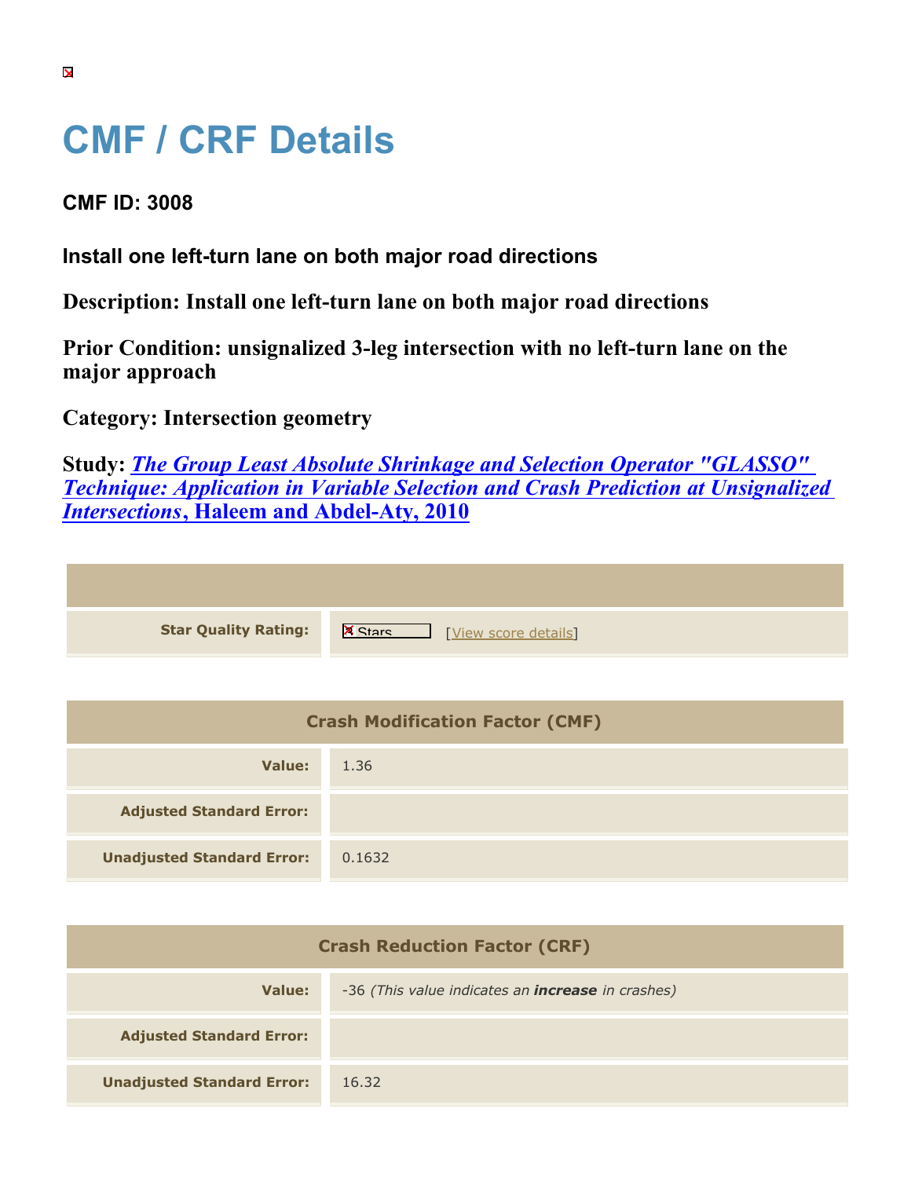# CMF / CRF Details

### CMF ID: 3008

### Install one left-turn lane on both major road directions

**Description: Install one left-turn lane on both major road directions**

**Prior Condition: unsignalized 3-leg intersection with no left-turn lane on the major approach**

**Category: Intersection geometry**

**Study: *The Group Least Absolute Shrinkage and Selection Operator "GLASSO" Technique: Application in Variable Selection and Crash Prediction at Unsignalized Intersections*, Haleem and Abdel-Aty, 2010**

| | |
|---|---|
| **Star Quality Rating:** | Stars [View score details] |

| Crash Modification Factor (CMF) | |
|---|---|
| **Value:** | 1.36 |
| **Adjusted Standard Error:** | |
| **Unadjusted Standard Error:** | 0.1632 |

| Crash Reduction Factor (CRF) | |
|---|---|
| **Value:** | -36 *(This value indicates an **increase** in crashes)* |
| **Adjusted Standard Error:** | |
| **Unadjusted Standard Error:** | 16.32 |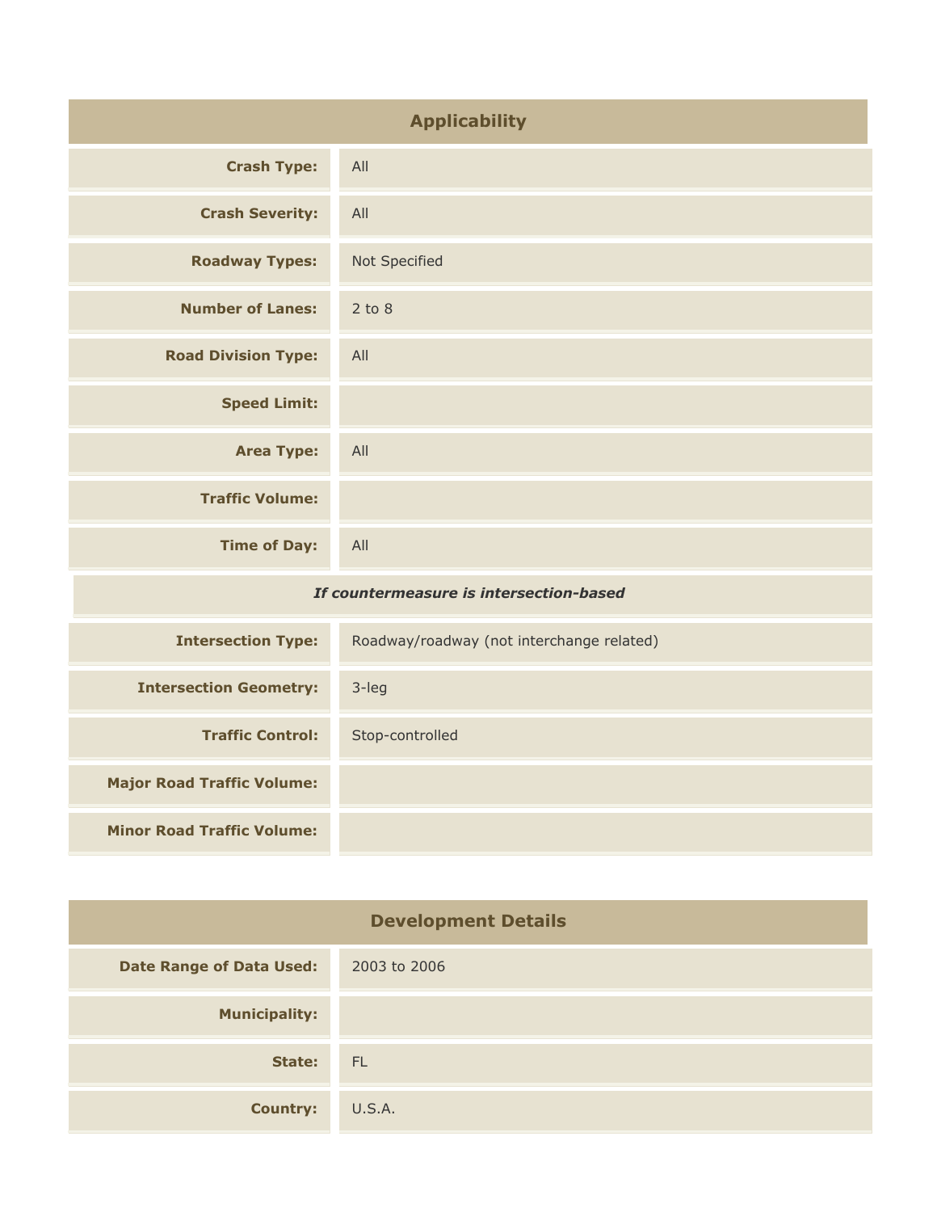## Applicability

| | |
|---|---|
| **Crash Type:** | All |
| **Crash Severity:** | All |
| **Roadway Types:** | Not Specified |
| **Number of Lanes:** | 2 to 8 |
| **Road Division Type:** | All |
| **Speed Limit:** | |
| **Area Type:** | All |
| **Traffic Volume:** | |
| **Time of Day:** | All |
| ***If countermeasure is intersection-based*** | |
| **Intersection Type:** | Roadway/roadway (not interchange related) |
| **Intersection Geometry:** | 3-leg |
| **Traffic Control:** | Stop-controlled |
| **Major Road Traffic Volume:** | |
| **Minor Road Traffic Volume:** | |

## Development Details

| | |
|---|---|
| **Date Range of Data Used:** | 2003 to 2006 |
| **Municipality:** | |
| **State:** | FL |
| **Country:** | U.S.A. |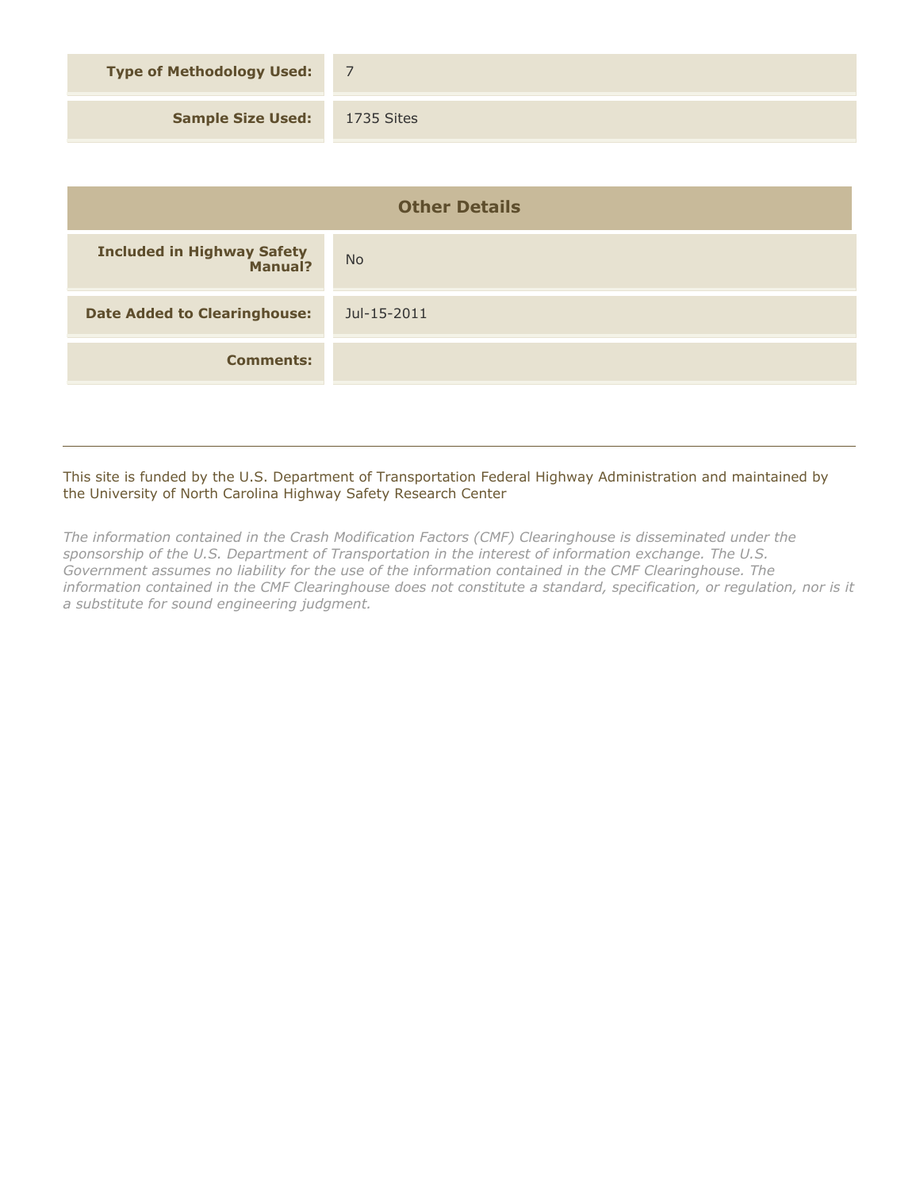| | |
|---|---|
| **Type of Methodology Used:** | 7 |
| **Sample Size Used:** | 1735 Sites |

## Other Details

| | |
|---|---|
| **Included in Highway Safety Manual?** | No |
| **Date Added to Clearinghouse:** | Jul-15-2011 |
| **Comments:** | |

---

This site is funded by the U.S. Department of Transportation Federal Highway Administration and maintained by the University of North Carolina Highway Safety Research Center

*The information contained in the Crash Modification Factors (CMF) Clearinghouse is disseminated under the sponsorship of the U.S. Department of Transportation in the interest of information exchange. The U.S. Government assumes no liability for the use of the information contained in the CMF Clearinghouse. The information contained in the CMF Clearinghouse does not constitute a standard, specification, or regulation, nor is it a substitute for sound engineering judgment.*